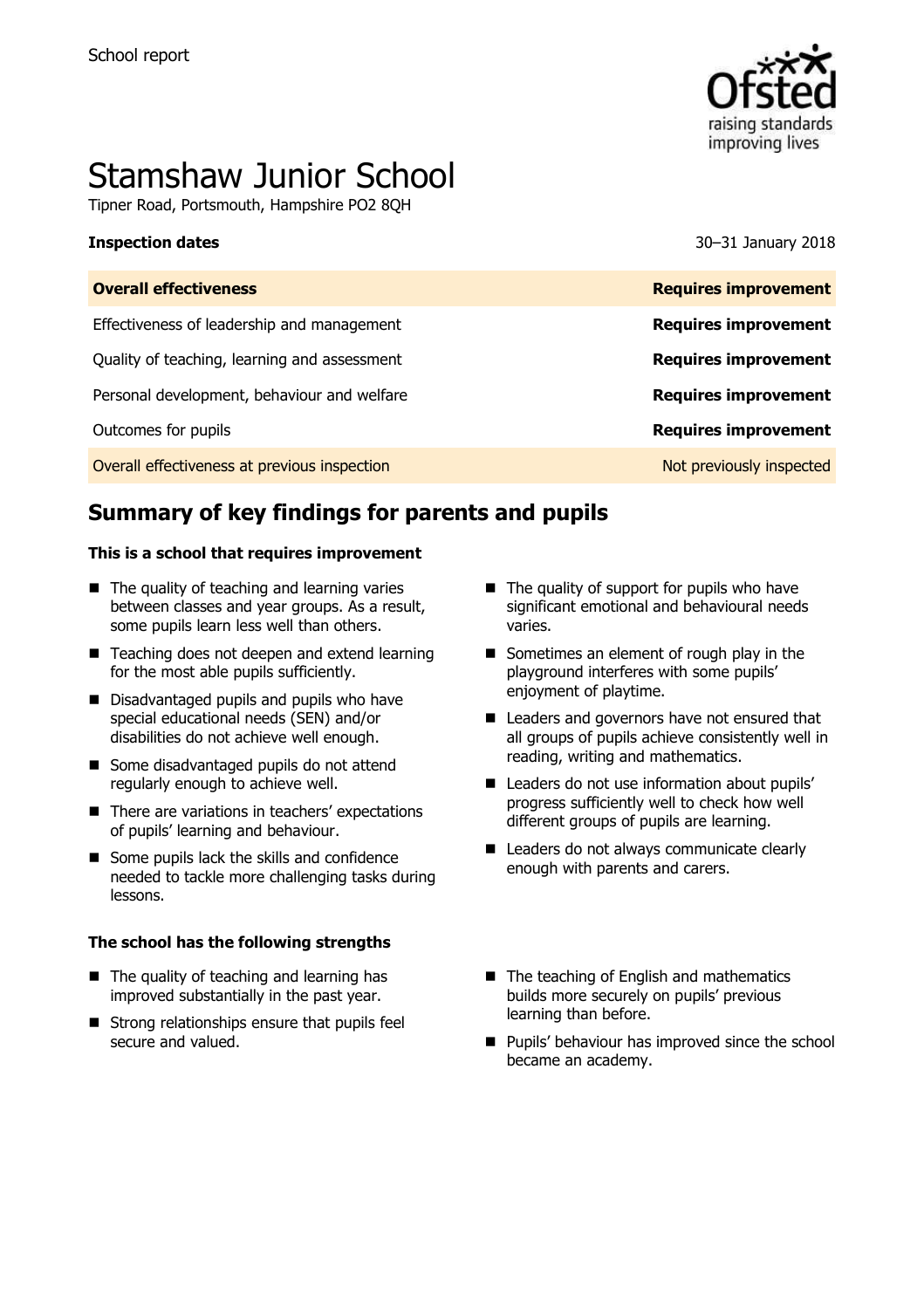School report

# Stamshaw Junior School

Tipner Road, Portsmouth, Hampshire PO2 8QH

**Inspection dates** 30–31 January 2018

| **Overall effectiveness** | **Requires improvement** |
| --- | --- |
| Effectiveness of leadership and management | **Requires improvement** |
| Quality of teaching, learning and assessment | **Requires improvement** |
| Personal development, behaviour and welfare | **Requires improvement** |
| Outcomes for pupils | **Requires improvement** |
| Overall effectiveness at previous inspection | Not previously inspected |

## Summary of key findings for parents and pupils

**This is a school that requires improvement**

- The quality of teaching and learning varies between classes and year groups. As a result, some pupils learn less well than others.
- Teaching does not deepen and extend learning for the most able pupils sufficiently.
- Disadvantaged pupils and pupils who have special educational needs (SEN) and/or disabilities do not achieve well enough.
- Some disadvantaged pupils do not attend regularly enough to achieve well.
- There are variations in teachers' expectations of pupils' learning and behaviour.
- Some pupils lack the skills and confidence needed to tackle more challenging tasks during lessons.
- The quality of support for pupils who have significant emotional and behavioural needs varies.
- Sometimes an element of rough play in the playground interferes with some pupils' enjoyment of playtime.
- Leaders and governors have not ensured that all groups of pupils achieve consistently well in reading, writing and mathematics.
- Leaders do not use information about pupils' progress sufficiently well to check how well different groups of pupils are learning.
- Leaders do not always communicate clearly enough with parents and carers.

**The school has the following strengths**

- The quality of teaching and learning has improved substantially in the past year.
- Strong relationships ensure that pupils feel secure and valued.
- The teaching of English and mathematics builds more securely on pupils' previous learning than before.
- Pupils' behaviour has improved since the school became an academy.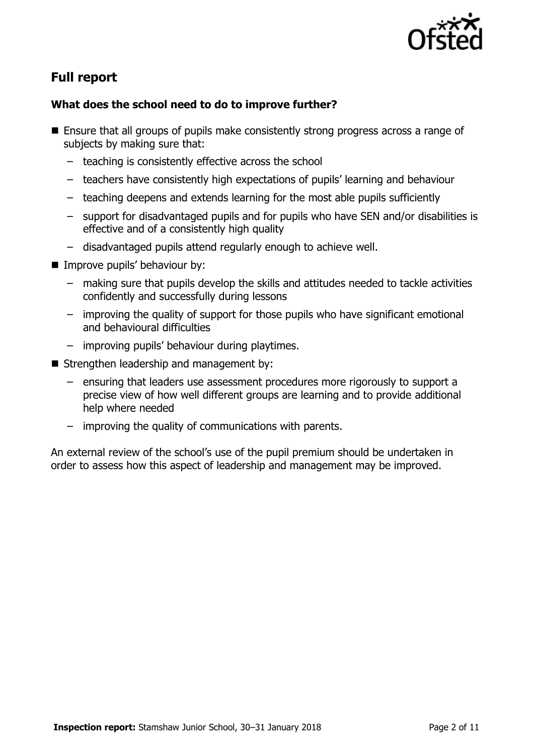## Full report

### What does the school need to do to improve further?

- Ensure that all groups of pupils make consistently strong progress across a range of subjects by making sure that:
  - teaching is consistently effective across the school
  - teachers have consistently high expectations of pupils' learning and behaviour
  - teaching deepens and extends learning for the most able pupils sufficiently
  - support for disadvantaged pupils and for pupils who have SEN and/or disabilities is effective and of a consistently high quality
  - disadvantaged pupils attend regularly enough to achieve well.
- Improve pupils' behaviour by:
  - making sure that pupils develop the skills and attitudes needed to tackle activities confidently and successfully during lessons
  - improving the quality of support for those pupils who have significant emotional and behavioural difficulties
  - improving pupils' behaviour during playtimes.
- Strengthen leadership and management by:
  - ensuring that leaders use assessment procedures more rigorously to support a precise view of how well different groups are learning and to provide additional help where needed
  - improving the quality of communications with parents.

An external review of the school's use of the pupil premium should be undertaken in order to assess how this aspect of leadership and management may be improved.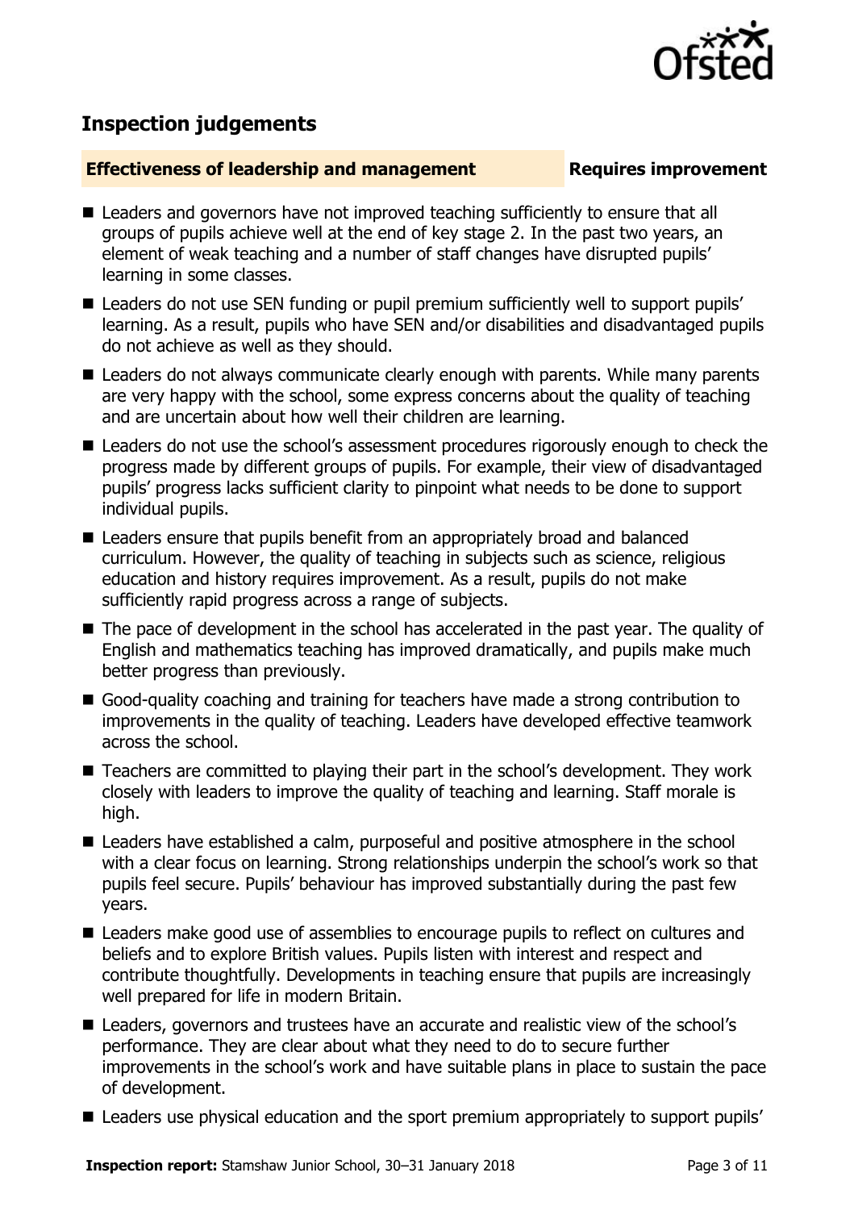## Inspection judgements

**Effectiveness of leadership and management** **Requires improvement**

- Leaders and governors have not improved teaching sufficiently to ensure that all groups of pupils achieve well at the end of key stage 2. In the past two years, an element of weak teaching and a number of staff changes have disrupted pupils' learning in some classes.
- Leaders do not use SEN funding or pupil premium sufficiently well to support pupils' learning. As a result, pupils who have SEN and/or disabilities and disadvantaged pupils do not achieve as well as they should.
- Leaders do not always communicate clearly enough with parents. While many parents are very happy with the school, some express concerns about the quality of teaching and are uncertain about how well their children are learning.
- Leaders do not use the school's assessment procedures rigorously enough to check the progress made by different groups of pupils. For example, their view of disadvantaged pupils' progress lacks sufficient clarity to pinpoint what needs to be done to support individual pupils.
- Leaders ensure that pupils benefit from an appropriately broad and balanced curriculum. However, the quality of teaching in subjects such as science, religious education and history requires improvement. As a result, pupils do not make sufficiently rapid progress across a range of subjects.
- The pace of development in the school has accelerated in the past year. The quality of English and mathematics teaching has improved dramatically, and pupils make much better progress than previously.
- Good-quality coaching and training for teachers have made a strong contribution to improvements in the quality of teaching. Leaders have developed effective teamwork across the school.
- Teachers are committed to playing their part in the school's development. They work closely with leaders to improve the quality of teaching and learning. Staff morale is high.
- Leaders have established a calm, purposeful and positive atmosphere in the school with a clear focus on learning. Strong relationships underpin the school's work so that pupils feel secure. Pupils' behaviour has improved substantially during the past few years.
- Leaders make good use of assemblies to encourage pupils to reflect on cultures and beliefs and to explore British values. Pupils listen with interest and respect and contribute thoughtfully. Developments in teaching ensure that pupils are increasingly well prepared for life in modern Britain.
- Leaders, governors and trustees have an accurate and realistic view of the school's performance. They are clear about what they need to do to secure further improvements in the school's work and have suitable plans in place to sustain the pace of development.
- Leaders use physical education and the sport premium appropriately to support pupils'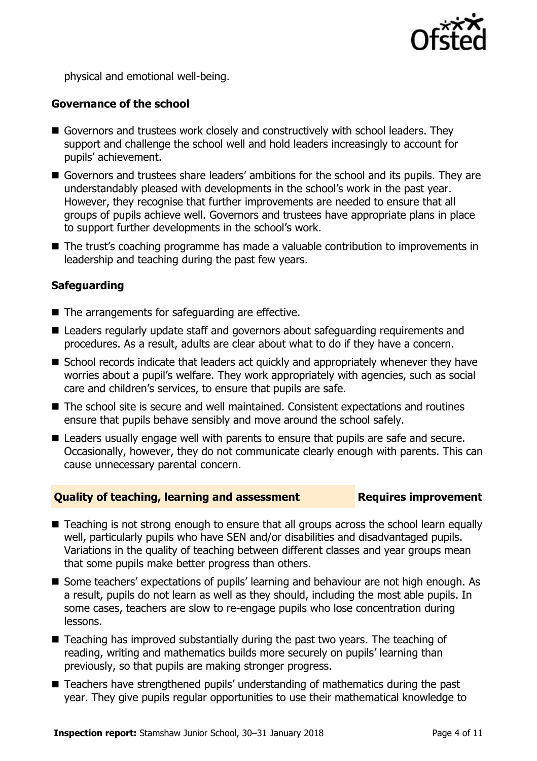physical and emotional well-being.

### Governance of the school

- Governors and trustees work closely and constructively with school leaders. They support and challenge the school well and hold leaders increasingly to account for pupils' achievement.
- Governors and trustees share leaders' ambitions for the school and its pupils. They are understandably pleased with developments in the school's work in the past year. However, they recognise that further improvements are needed to ensure that all groups of pupils achieve well. Governors and trustees have appropriate plans in place to support further developments in the school's work.
- The trust's coaching programme has made a valuable contribution to improvements in leadership and teaching during the past few years.

### Safeguarding

- The arrangements for safeguarding are effective.
- Leaders regularly update staff and governors about safeguarding requirements and procedures. As a result, adults are clear about what to do if they have a concern.
- School records indicate that leaders act quickly and appropriately whenever they have worries about a pupil's welfare. They work appropriately with agencies, such as social care and children's services, to ensure that pupils are safe.
- The school site is secure and well maintained. Consistent expectations and routines ensure that pupils behave sensibly and move around the school safely.
- Leaders usually engage well with parents to ensure that pupils are safe and secure. Occasionally, however, they do not communicate clearly enough with parents. This can cause unnecessary parental concern.

## Quality of teaching, learning and assessment — Requires improvement

- Teaching is not strong enough to ensure that all groups across the school learn equally well, particularly pupils who have SEN and/or disabilities and disadvantaged pupils. Variations in the quality of teaching between different classes and year groups mean that some pupils make better progress than others.
- Some teachers' expectations of pupils' learning and behaviour are not high enough. As a result, pupils do not learn as well as they should, including the most able pupils. In some cases, teachers are slow to re-engage pupils who lose concentration during lessons.
- Teaching has improved substantially during the past two years. The teaching of reading, writing and mathematics builds more securely on pupils' learning than previously, so that pupils are making stronger progress.
- Teachers have strengthened pupils' understanding of mathematics during the past year. They give pupils regular opportunities to use their mathematical knowledge to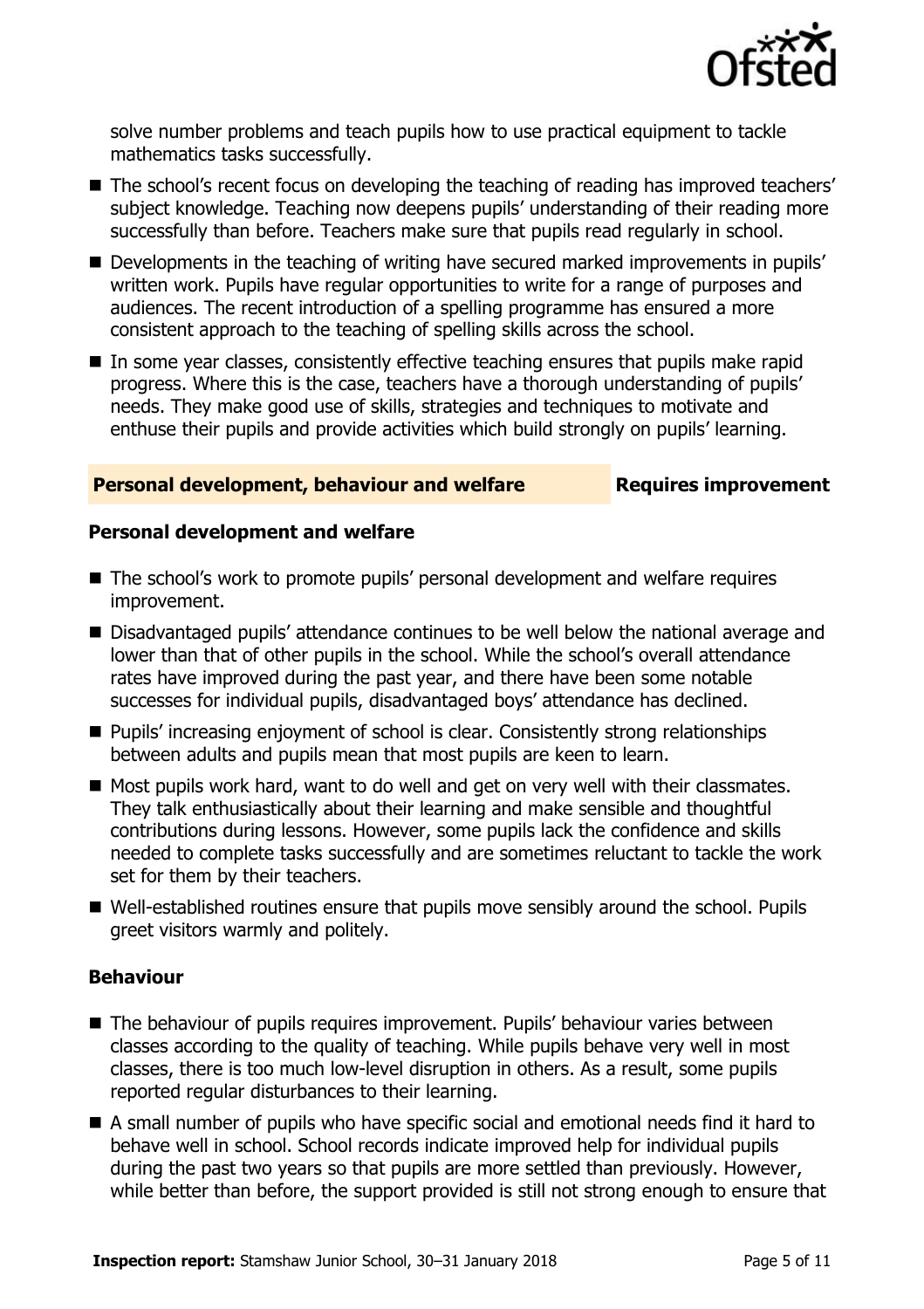solve number problems and teach pupils how to use practical equipment to tackle mathematics tasks successfully.

- The school's recent focus on developing the teaching of reading has improved teachers' subject knowledge. Teaching now deepens pupils' understanding of their reading more successfully than before. Teachers make sure that pupils read regularly in school.
- Developments in the teaching of writing have secured marked improvements in pupils' written work. Pupils have regular opportunities to write for a range of purposes and audiences. The recent introduction of a spelling programme has ensured a more consistent approach to the teaching of spelling skills across the school.
- In some year classes, consistently effective teaching ensures that pupils make rapid progress. Where this is the case, teachers have a thorough understanding of pupils' needs. They make good use of skills, strategies and techniques to motivate and enthuse their pupils and provide activities which build strongly on pupils' learning.

## Personal development, behaviour and welfare — Requires improvement

### Personal development and welfare

- The school's work to promote pupils' personal development and welfare requires improvement.
- Disadvantaged pupils' attendance continues to be well below the national average and lower than that of other pupils in the school. While the school's overall attendance rates have improved during the past year, and there have been some notable successes for individual pupils, disadvantaged boys' attendance has declined.
- Pupils' increasing enjoyment of school is clear. Consistently strong relationships between adults and pupils mean that most pupils are keen to learn.
- Most pupils work hard, want to do well and get on very well with their classmates. They talk enthusiastically about their learning and make sensible and thoughtful contributions during lessons. However, some pupils lack the confidence and skills needed to complete tasks successfully and are sometimes reluctant to tackle the work set for them by their teachers.
- Well-established routines ensure that pupils move sensibly around the school. Pupils greet visitors warmly and politely.

### Behaviour

- The behaviour of pupils requires improvement. Pupils' behaviour varies between classes according to the quality of teaching. While pupils behave very well in most classes, there is too much low-level disruption in others. As a result, some pupils reported regular disturbances to their learning.
- A small number of pupils who have specific social and emotional needs find it hard to behave well in school. School records indicate improved help for individual pupils during the past two years so that pupils are more settled than previously. However, while better than before, the support provided is still not strong enough to ensure that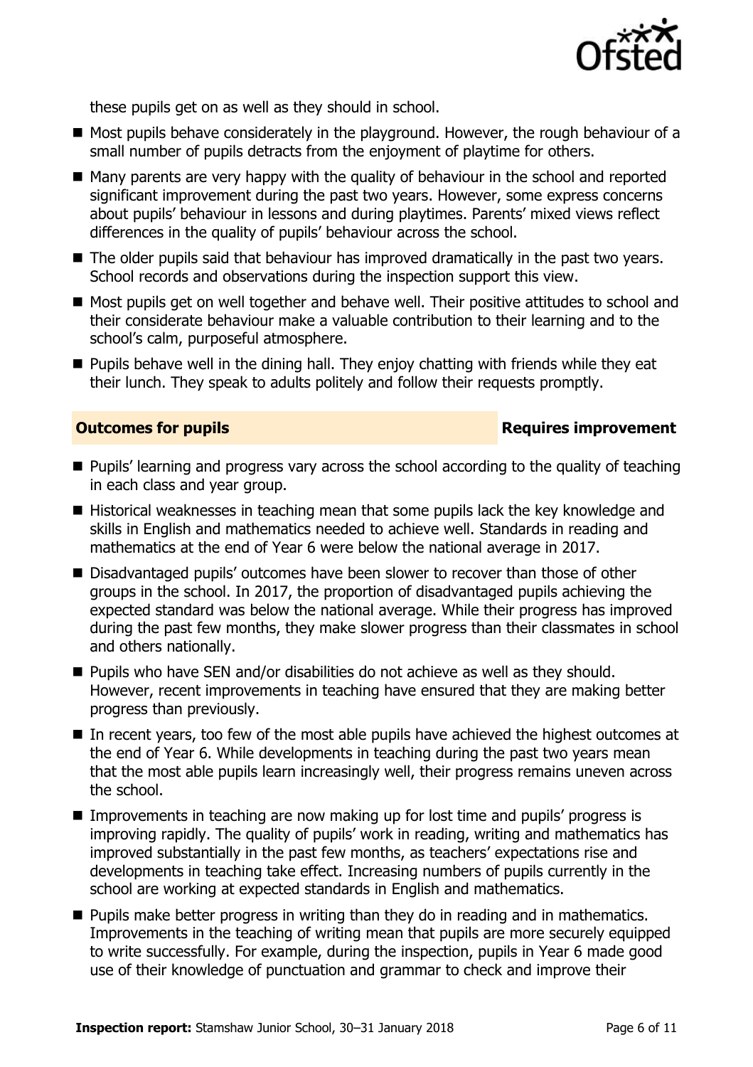these pupils get on as well as they should in school.

- Most pupils behave considerately in the playground. However, the rough behaviour of a small number of pupils detracts from the enjoyment of playtime for others.
- Many parents are very happy with the quality of behaviour in the school and reported significant improvement during the past two years. However, some express concerns about pupils' behaviour in lessons and during playtimes. Parents' mixed views reflect differences in the quality of pupils' behaviour across the school.
- The older pupils said that behaviour has improved dramatically in the past two years. School records and observations during the inspection support this view.
- Most pupils get on well together and behave well. Their positive attitudes to school and their considerate behaviour make a valuable contribution to their learning and to the school's calm, purposeful atmosphere.
- Pupils behave well in the dining hall. They enjoy chatting with friends while they eat their lunch. They speak to adults politely and follow their requests promptly.

## Outcomes for pupils — Requires improvement

- Pupils' learning and progress vary across the school according to the quality of teaching in each class and year group.
- Historical weaknesses in teaching mean that some pupils lack the key knowledge and skills in English and mathematics needed to achieve well. Standards in reading and mathematics at the end of Year 6 were below the national average in 2017.
- Disadvantaged pupils' outcomes have been slower to recover than those of other groups in the school. In 2017, the proportion of disadvantaged pupils achieving the expected standard was below the national average. While their progress has improved during the past few months, they make slower progress than their classmates in school and others nationally.
- Pupils who have SEN and/or disabilities do not achieve as well as they should. However, recent improvements in teaching have ensured that they are making better progress than previously.
- In recent years, too few of the most able pupils have achieved the highest outcomes at the end of Year 6. While developments in teaching during the past two years mean that the most able pupils learn increasingly well, their progress remains uneven across the school.
- Improvements in teaching are now making up for lost time and pupils' progress is improving rapidly. The quality of pupils' work in reading, writing and mathematics has improved substantially in the past few months, as teachers' expectations rise and developments in teaching take effect. Increasing numbers of pupils currently in the school are working at expected standards in English and mathematics.
- Pupils make better progress in writing than they do in reading and in mathematics. Improvements in the teaching of writing mean that pupils are more securely equipped to write successfully. For example, during the inspection, pupils in Year 6 made good use of their knowledge of punctuation and grammar to check and improve their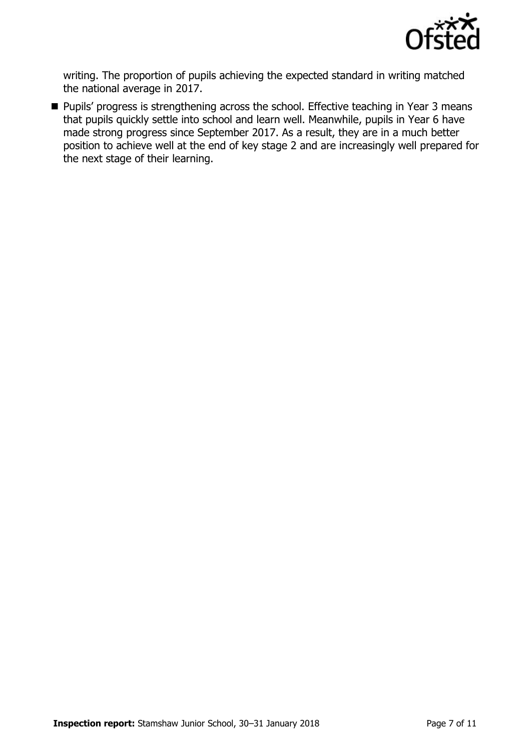writing. The proportion of pupils achieving the expected standard in writing matched the national average in 2017.

- Pupils' progress is strengthening across the school. Effective teaching in Year 3 means that pupils quickly settle into school and learn well. Meanwhile, pupils in Year 6 have made strong progress since September 2017. As a result, they are in a much better position to achieve well at the end of key stage 2 and are increasingly well prepared for the next stage of their learning.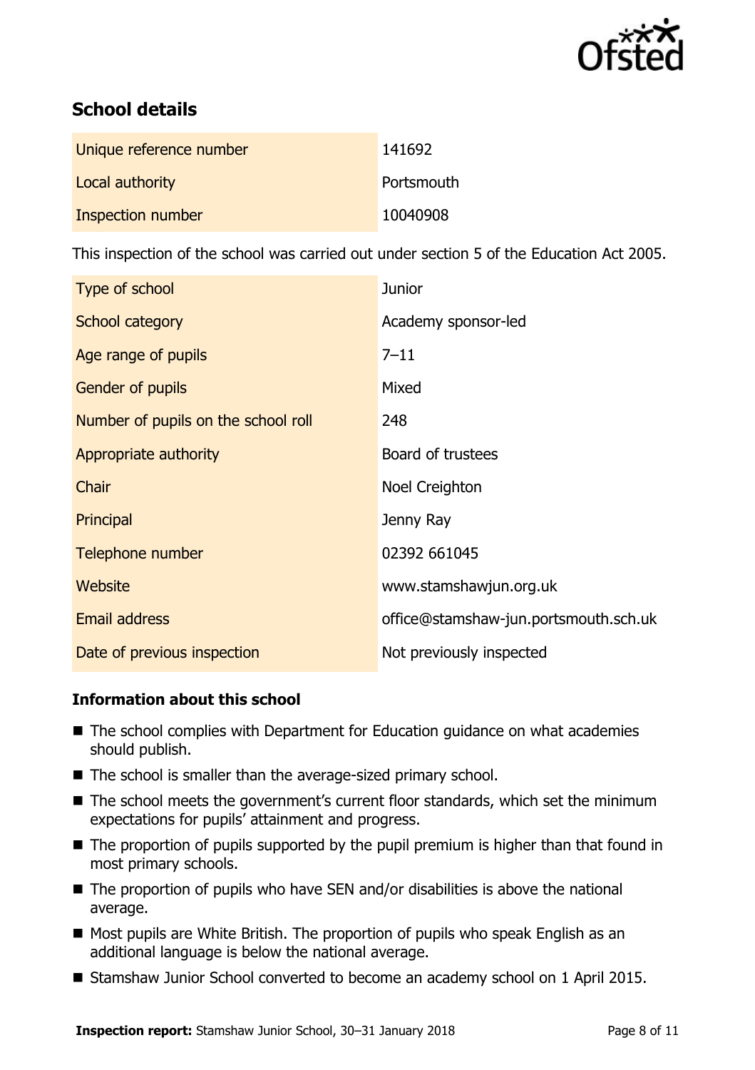## School details

| | |
|---|---|
| Unique reference number | 141692 |
| Local authority | Portsmouth |
| Inspection number | 10040908 |

This inspection of the school was carried out under section 5 of the Education Act 2005.

| | |
|---|---|
| Type of school | Junior |
| School category | Academy sponsor-led |
| Age range of pupils | 7–11 |
| Gender of pupils | Mixed |
| Number of pupils on the school roll | 248 |
| Appropriate authority | Board of trustees |
| Chair | Noel Creighton |
| Principal | Jenny Ray |
| Telephone number | 02392 661045 |
| Website | www.stamshawjun.org.uk |
| Email address | office@stamshaw-jun.portsmouth.sch.uk |
| Date of previous inspection | Not previously inspected |

### Information about this school

- The school complies with Department for Education guidance on what academies should publish.
- The school is smaller than the average-sized primary school.
- The school meets the government's current floor standards, which set the minimum expectations for pupils' attainment and progress.
- The proportion of pupils supported by the pupil premium is higher than that found in most primary schools.
- The proportion of pupils who have SEN and/or disabilities is above the national average.
- Most pupils are White British. The proportion of pupils who speak English as an additional language is below the national average.
- Stamshaw Junior School converted to become an academy school on 1 April 2015.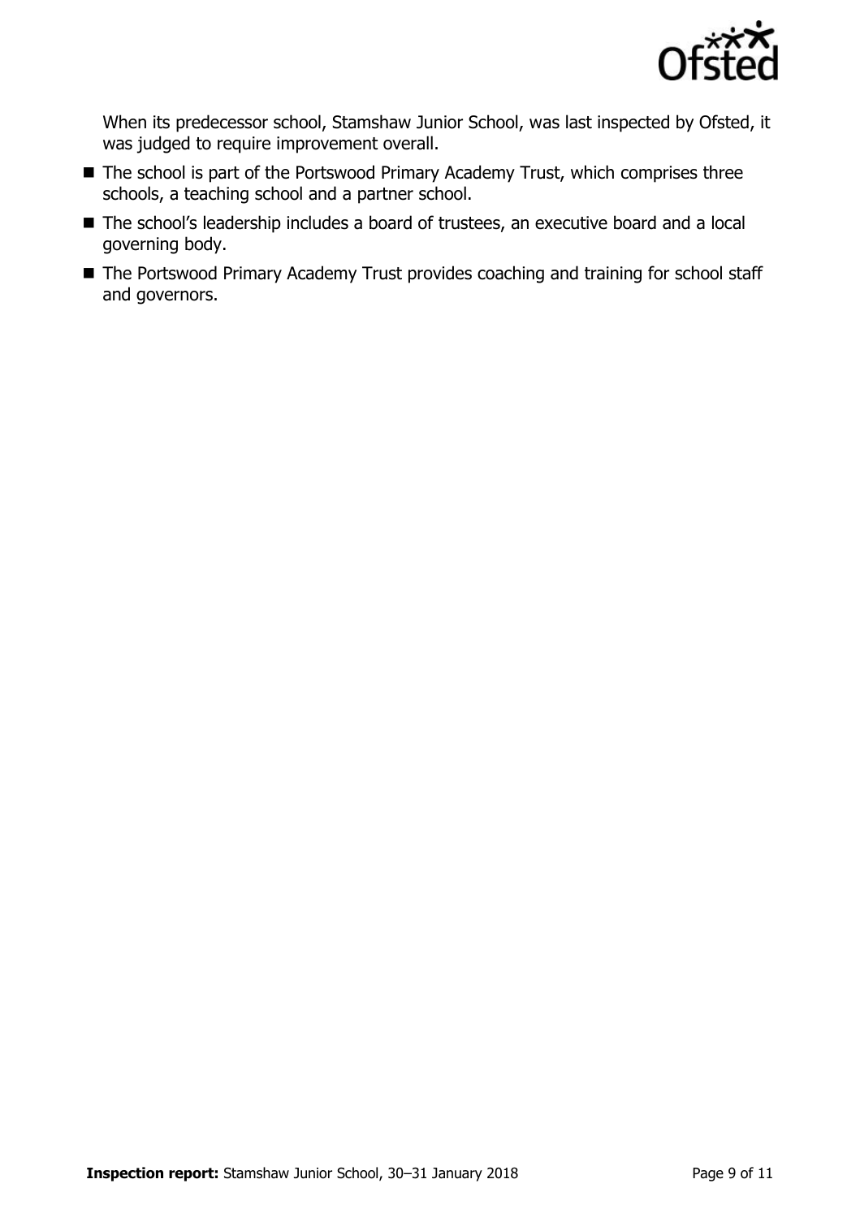When its predecessor school, Stamshaw Junior School, was last inspected by Ofsted, it was judged to require improvement overall.

- The school is part of the Portswood Primary Academy Trust, which comprises three schools, a teaching school and a partner school.
- The school's leadership includes a board of trustees, an executive board and a local governing body.
- The Portswood Primary Academy Trust provides coaching and training for school staff and governors.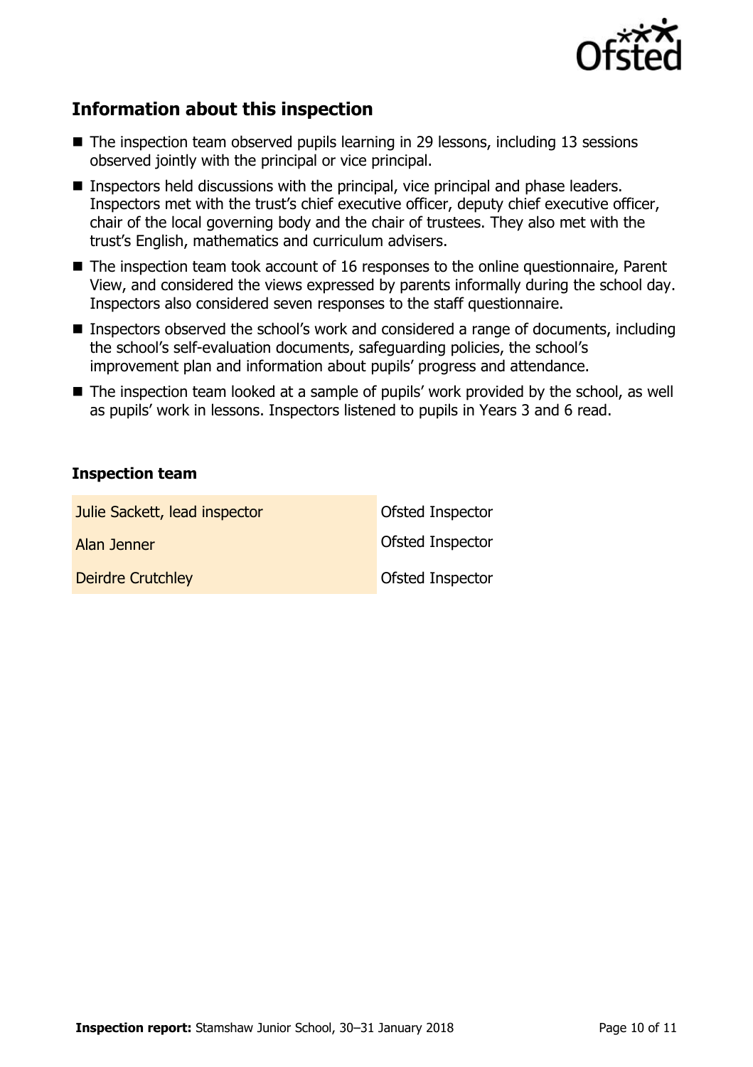## Information about this inspection

- The inspection team observed pupils learning in 29 lessons, including 13 sessions observed jointly with the principal or vice principal.
- Inspectors held discussions with the principal, vice principal and phase leaders. Inspectors met with the trust's chief executive officer, deputy chief executive officer, chair of the local governing body and the chair of trustees. They also met with the trust's English, mathematics and curriculum advisers.
- The inspection team took account of 16 responses to the online questionnaire, Parent View, and considered the views expressed by parents informally during the school day. Inspectors also considered seven responses to the staff questionnaire.
- Inspectors observed the school's work and considered a range of documents, including the school's self-evaluation documents, safeguarding policies, the school's improvement plan and information about pupils' progress and attendance.
- The inspection team looked at a sample of pupils' work provided by the school, as well as pupils' work in lessons. Inspectors listened to pupils in Years 3 and 6 read.

### Inspection team

| | |
|---|---|
| Julie Sackett, lead inspector | Ofsted Inspector |
| Alan Jenner | Ofsted Inspector |
| Deirdre Crutchley | Ofsted Inspector |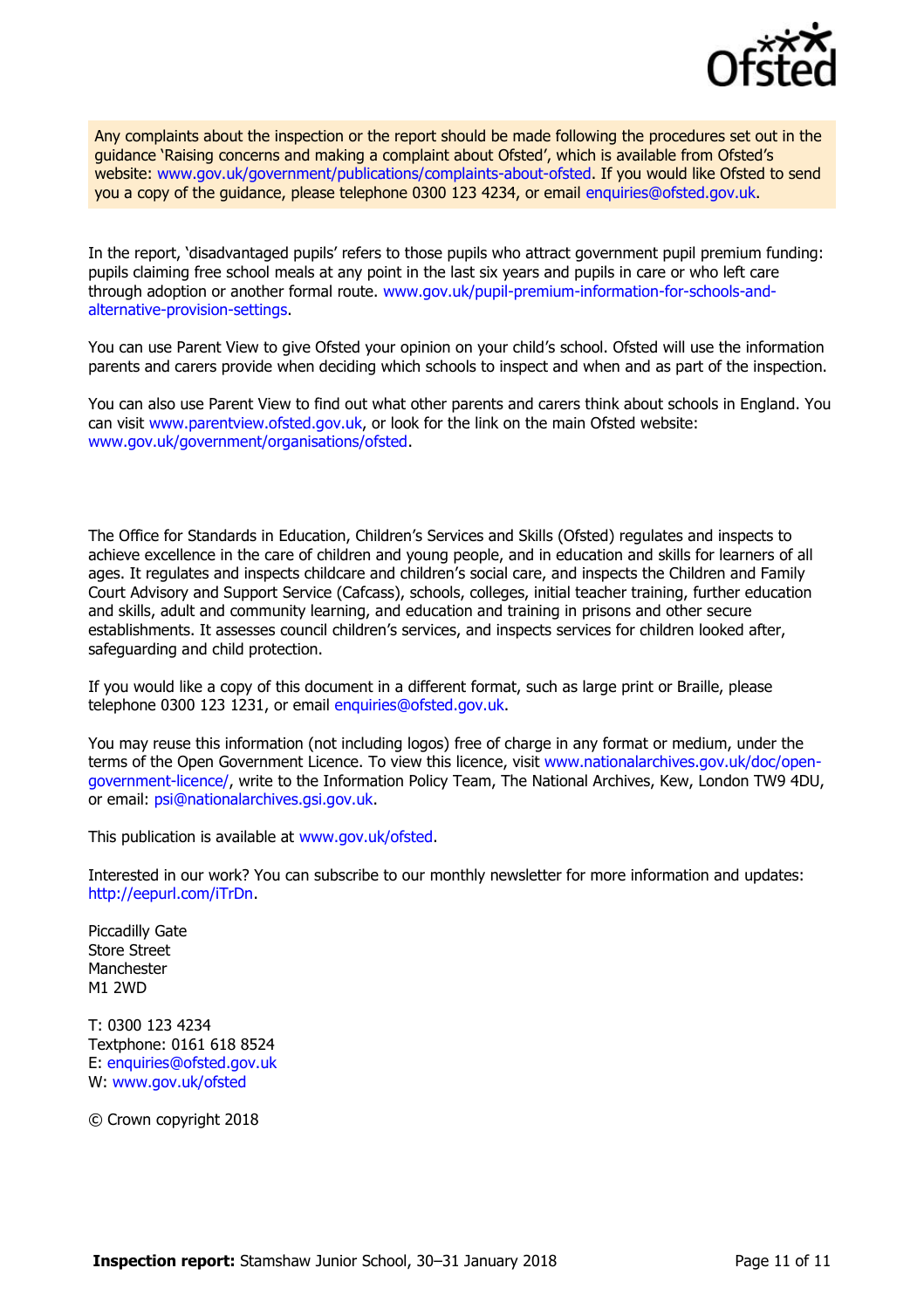Any complaints about the inspection or the report should be made following the procedures set out in the guidance 'Raising concerns and making a complaint about Ofsted', which is available from Ofsted's website: www.gov.uk/government/publications/complaints-about-ofsted. If you would like Ofsted to send you a copy of the guidance, please telephone 0300 123 4234, or email enquiries@ofsted.gov.uk.

In the report, 'disadvantaged pupils' refers to those pupils who attract government pupil premium funding: pupils claiming free school meals at any point in the last six years and pupils in care or who left care through adoption or another formal route. www.gov.uk/pupil-premium-information-for-schools-and-alternative-provision-settings.

You can use Parent View to give Ofsted your opinion on your child's school. Ofsted will use the information parents and carers provide when deciding which schools to inspect and when and as part of the inspection.

You can also use Parent View to find out what other parents and carers think about schools in England. You can visit www.parentview.ofsted.gov.uk, or look for the link on the main Ofsted website: www.gov.uk/government/organisations/ofsted.

The Office for Standards in Education, Children's Services and Skills (Ofsted) regulates and inspects to achieve excellence in the care of children and young people, and in education and skills for learners of all ages. It regulates and inspects childcare and children's social care, and inspects the Children and Family Court Advisory and Support Service (Cafcass), schools, colleges, initial teacher training, further education and skills, adult and community learning, and education and training in prisons and other secure establishments. It assesses council children's services, and inspects services for children looked after, safeguarding and child protection.

If you would like a copy of this document in a different format, such as large print or Braille, please telephone 0300 123 1231, or email enquiries@ofsted.gov.uk.

You may reuse this information (not including logos) free of charge in any format or medium, under the terms of the Open Government Licence. To view this licence, visit www.nationalarchives.gov.uk/doc/open-government-licence/, write to the Information Policy Team, The National Archives, Kew, London TW9 4DU, or email: psi@nationalarchives.gsi.gov.uk.

This publication is available at www.gov.uk/ofsted.

Interested in our work? You can subscribe to our monthly newsletter for more information and updates: http://eepurl.com/iTrDn.

Piccadilly Gate
Store Street
Manchester
M1 2WD

T: 0300 123 4234
Textphone: 0161 618 8524
E: enquiries@ofsted.gov.uk
W: www.gov.uk/ofsted

© Crown copyright 2018